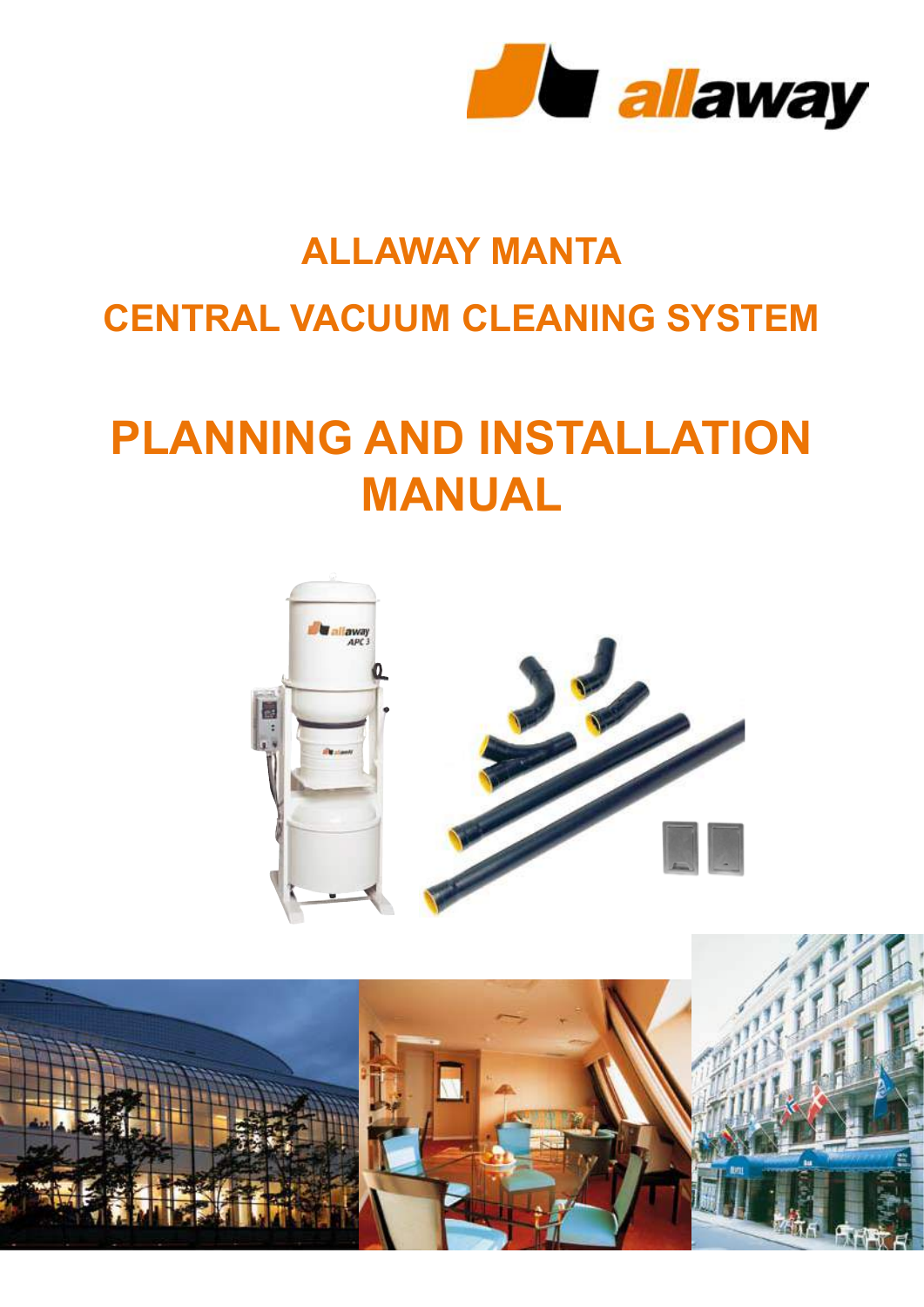# ALLAWAY MANTA

## CENTRAL VACUUM CLEANING SYSTEM

# PLANNING AND INSTALLATION MANUAL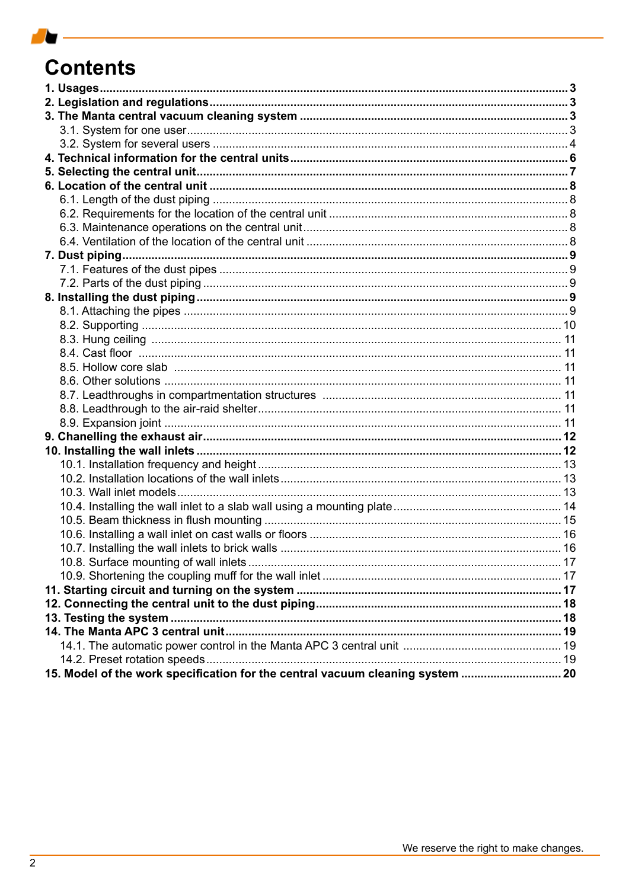# Contents

**1. Usages** ........................................................................ **3**
**2. Legislation and regulations** ........................................................................ **3**
**3. The Manta central vacuum cleaning system** ........................................................................ **3**
3.1. System for one user ........................................................................ 3
3.2. System for several users ........................................................................ 4
**4. Technical information for the central units** ........................................................................ **6**
**5. Selecting the central unit** ........................................................................ **7**
**6. Location of the central unit** ........................................................................ **8**
6.1. Length of the dust piping ........................................................................ 8
6.2. Requirements for the location of the central unit ........................................................................ 8
6.3. Maintenance operations on the central unit ........................................................................ 8
6.4. Ventilation of the location of the central unit ........................................................................ 8
**7. Dust piping** ........................................................................ **9**
7.1. Features of the dust pipes ........................................................................ 9
7.2. Parts of the dust piping ........................................................................ 9
**8. Installing the dust piping** ........................................................................ **9**
8.1. Attaching the pipes ........................................................................ 9
8.2. Supporting ........................................................................ 10
8.3. Hung ceiling ........................................................................ 11
8.4. Cast floor ........................................................................ 11
8.5. Hollow core slab ........................................................................ 11
8.6. Other solutions ........................................................................ 11
8.7. Leadthroughs in compartmentation structures ........................................................................ 11
8.8. Leadthrough to the air-raid shelter ........................................................................ 11
8.9. Expansion joint ........................................................................ 11
**9. Chanelling the exhaust air** ........................................................................ **12**
**10. Installing the wall inlets** ........................................................................ **12**
10.1. Installation frequency and height ........................................................................ 13
10.2. Installation locations of the wall inlets ........................................................................ 13
10.3. Wall inlet models ........................................................................ 13
10.4. Installing the wall inlet to a slab wall using a mounting plate ........................................................................ 14
10.5. Beam thickness in flush mounting ........................................................................ 15
10.6. Installing a wall inlet on cast walls or floors ........................................................................ 16
10.7. Installing the wall inlets to brick walls ........................................................................ 16
10.8. Surface mounting of wall inlets ........................................................................ 17
10.9. Shortening the coupling muff for the wall inlet ........................................................................ 17
**11. Starting circuit and turning on the system** ........................................................................ **17**
**12. Connecting the central unit to the dust piping** ........................................................................ **18**
**13. Testing the system** ........................................................................ **18**
**14. The Manta APC 3 central unit** ........................................................................ **19**
14.1. The automatic power control in the Manta APC 3 central unit ........................................................................ 19
14.2. Preset rotation speeds ........................................................................ 19
**15. Model of the work specification for the central vacuum cleaning system** ........................................................................ **20**

We reserve the right to make changes.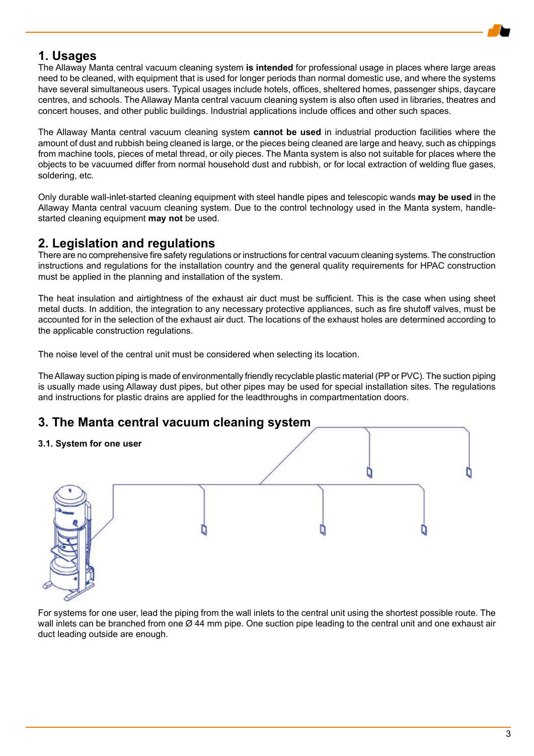## 1. Usages

The Allaway Manta central vacuum cleaning system **is intended** for professional usage in places where large areas need to be cleaned, with equipment that is used for longer periods than normal domestic use, and where the systems have several simultaneous users. Typical usages include hotels, offices, sheltered homes, passenger ships, daycare centres, and schools. The Allaway Manta central vacuum cleaning system is also often used in libraries, theatres and concert houses, and other public buildings. Industrial applications include offices and other such spaces.

The Allaway Manta central vacuum cleaning system **cannot be used** in industrial production facilities where the amount of dust and rubbish being cleaned is large, or the pieces being cleaned are large and heavy, such as chippings from machine tools, pieces of metal thread, or oily pieces. The Manta system is also not suitable for places where the objects to be vacuumed differ from normal household dust and rubbish, or for local extraction of welding flue gases, soldering, etc.

Only durable wall-inlet-started cleaning equipment with steel handle pipes and telescopic wands **may be used** in the Allaway Manta central vacuum cleaning system. Due to the control technology used in the Manta system, handle-started cleaning equipment **may not** be used.

## 2. Legislation and regulations

There are no comprehensive fire safety regulations or instructions for central vacuum cleaning systems. The construction instructions and regulations for the installation country and the general quality requirements for HPAC construction must be applied in the planning and installation of the system.

The heat insulation and airtightness of the exhaust air duct must be sufficient. This is the case when using sheet metal ducts. In addition, the integration to any necessary protective appliances, such as fire shutoff valves, must be accounted for in the selection of the exhaust air duct. The locations of the exhaust holes are determined according to the applicable construction regulations.

The noise level of the central unit must be considered when selecting its location.

The Allaway suction piping is made of environmentally friendly recyclable plastic material (PP or PVC). The suction piping is usually made using Allaway dust pipes, but other pipes may be used for special installation sites. The regulations and instructions for plastic drains are applied for the leadthroughs in compartmentation doors.

## 3. The Manta central vacuum cleaning system

### 3.1. System for one user

For systems for one user, lead the piping from the wall inlets to the central unit using the shortest possible route. The wall inlets can be branched from one Ø 44 mm pipe. One suction pipe leading to the central unit and one exhaust air duct leading outside are enough.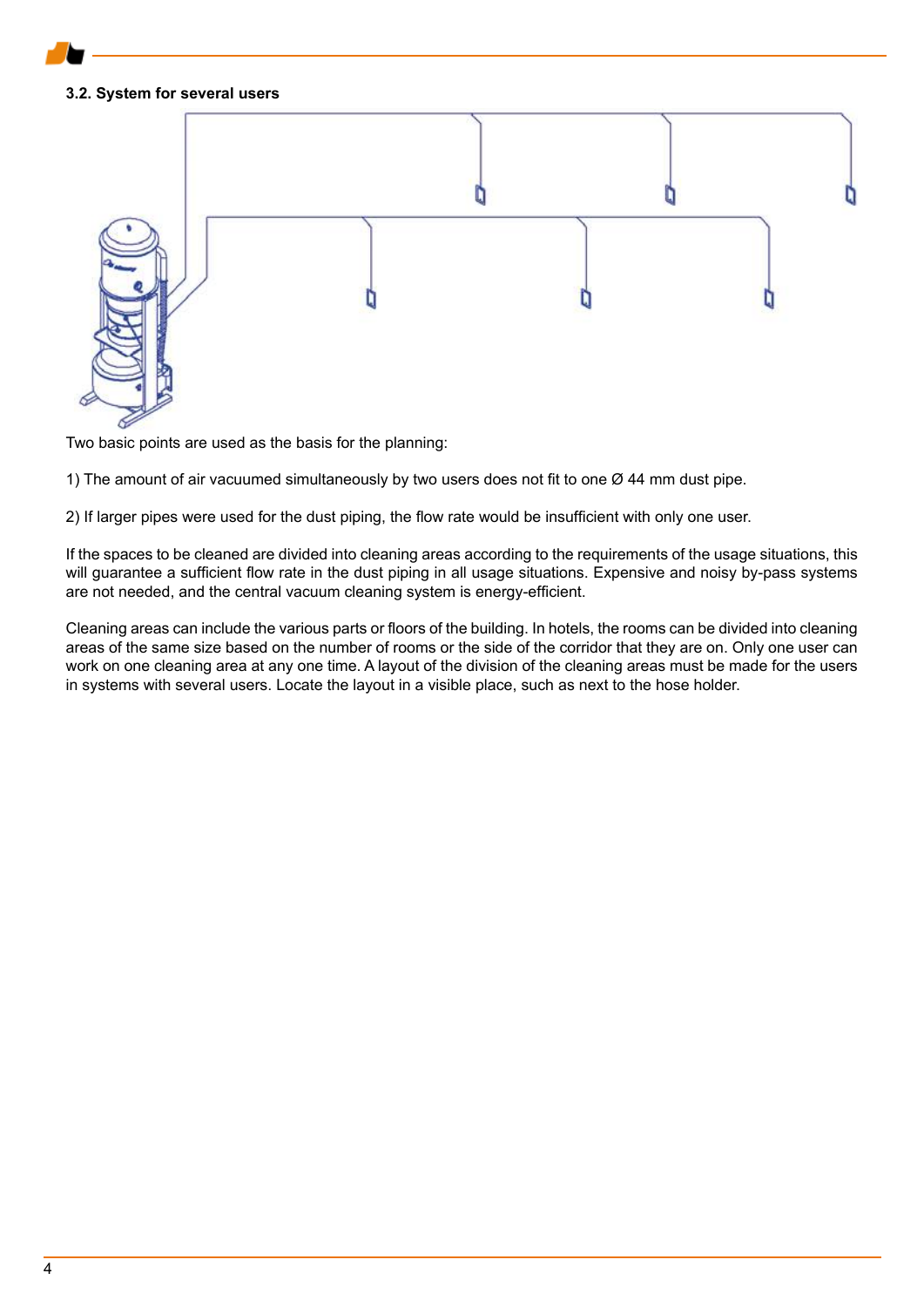### 3.2. System for several users

Two basic points are used as the basis for the planning:

1) The amount of air vacuumed simultaneously by two users does not fit to one Ø 44 mm dust pipe.

2) If larger pipes were used for the dust piping, the flow rate would be insufficient with only one user.

If the spaces to be cleaned are divided into cleaning areas according to the requirements of the usage situations, this will guarantee a sufficient flow rate in the dust piping in all usage situations. Expensive and noisy by-pass systems are not needed, and the central vacuum cleaning system is energy-efficient.

Cleaning areas can include the various parts or floors of the building. In hotels, the rooms can be divided into cleaning areas of the same size based on the number of rooms or the side of the corridor that they are on. Only one user can work on one cleaning area at any one time. A layout of the division of the cleaning areas must be made for the users in systems with several users. Locate the layout in a visible place, such as next to the hose holder.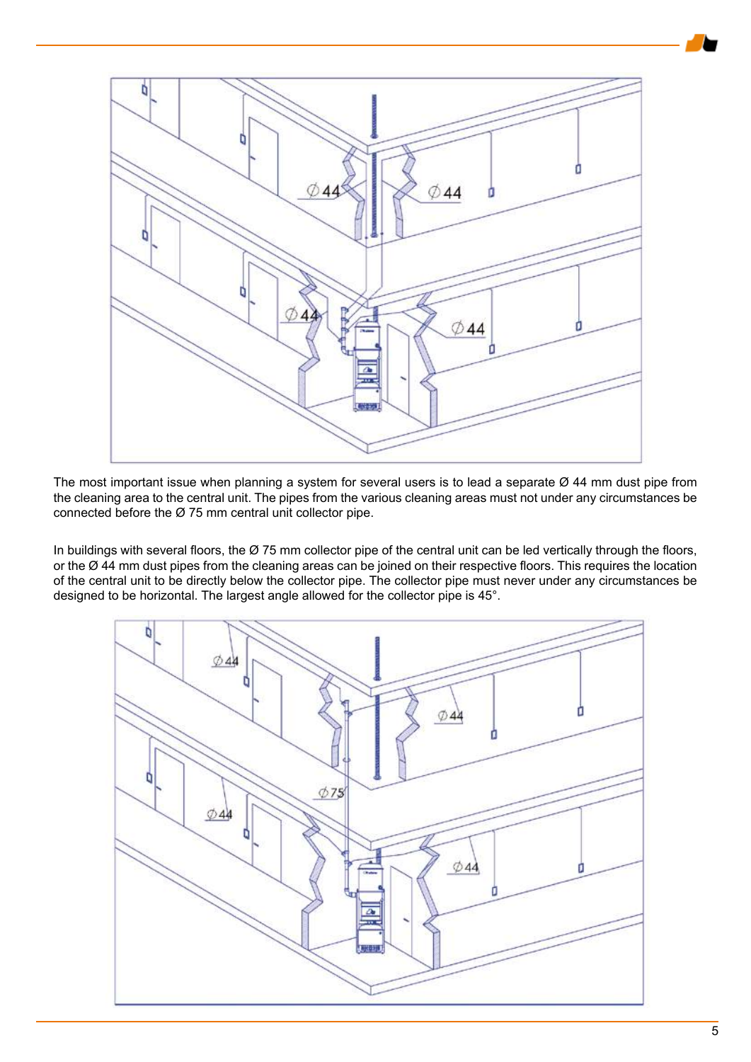The most important issue when planning a system for several users is to lead a separate Ø 44 mm dust pipe from the cleaning area to the central unit. The pipes from the various cleaning areas must not under any circumstances be connected before the Ø 75 mm central unit collector pipe.

In buildings with several floors, the Ø 75 mm collector pipe of the central unit can be led vertically through the floors, or the Ø 44 mm dust pipes from the cleaning areas can be joined on their respective floors. This requires the location of the central unit to be directly below the collector pipe. The collector pipe must never under any circumstances be designed to be horizontal. The largest angle allowed for the collector pipe is 45°.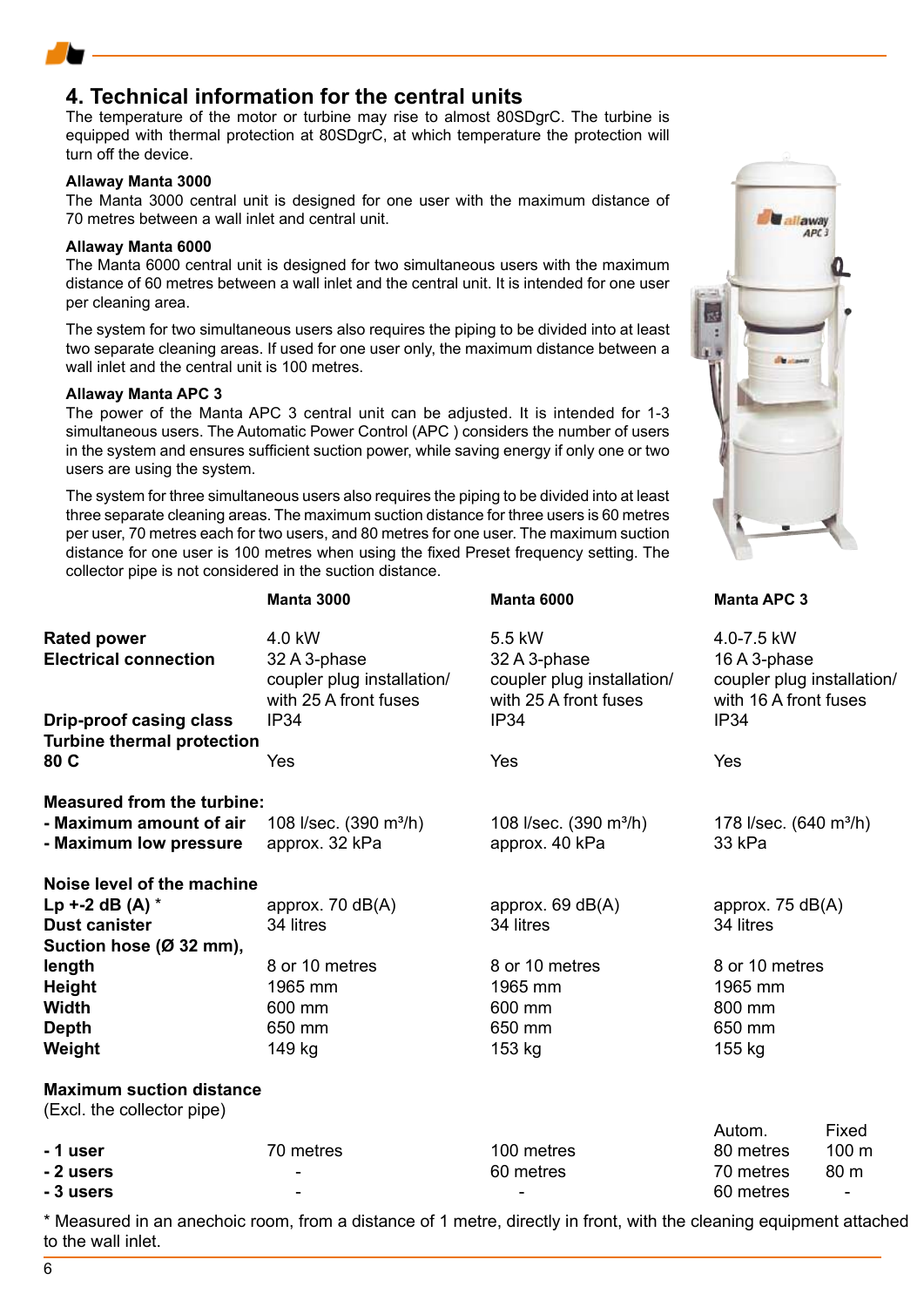## 4. Technical information for the central units

The temperature of the motor or turbine may rise to almost 80SDgrC. The turbine is equipped with thermal protection at 80SDgrC, at which temperature the protection will turn off the device.

**Allaway Manta 3000**

The Manta 3000 central unit is designed for one user with the maximum distance of 70 metres between a wall inlet and central unit.

**Allaway Manta 6000**

The Manta 6000 central unit is designed for two simultaneous users with the maximum distance of 60 metres between a wall inlet and the central unit. It is intended for one user per cleaning area.

The system for two simultaneous users also requires the piping to be divided into at least two separate cleaning areas. If used for one user only, the maximum distance between a wall inlet and the central unit is 100 metres.

**Allaway Manta APC 3**

The power of the Manta APC 3 central unit can be adjusted. It is intended for 1-3 simultaneous users. The Automatic Power Control (APC ) considers the number of users in the system and ensures sufficient suction power, while saving energy if only one or two users are using the system.

The system for three simultaneous users also requires the piping to be divided into at least three separate cleaning areas. The maximum suction distance for three users is 60 metres per user, 70 metres each for two users, and 80 metres for one user. The maximum suction distance for one user is 100 metres when using the fixed Preset frequency setting. The collector pipe is not considered in the suction distance.

| | Manta 3000 | Manta 6000 | Manta APC 3 | |
|---|---|---|---|---|
| **Rated power** | 4.0 kW | 5.5 kW | 4.0-7.5 kW | |
| **Electrical connection** | 32 A 3-phase coupler plug installation/ with 25 A front fuses | 32 A 3-phase coupler plug installation/ with 25 A front fuses | 16 A 3-phase coupler plug installation/ with 16 A front fuses | |
| **Drip-proof casing class** | IP34 | IP34 | IP34 | |
| **Turbine thermal protection 80 C** | Yes | Yes | Yes | |
| **Measured from the turbine:** | | | | |
| **- Maximum amount of air** | 108 l/sec. (390 m³/h) | 108 l/sec. (390 m³/h) | 178 l/sec. (640 m³/h) | |
| **- Maximum low pressure** | approx. 32 kPa | approx. 40 kPa | 33 kPa | |
| **Noise level of the machine Lp +-2 dB (A)** * | approx. 70 dB(A) | approx. 69 dB(A) | approx. 75 dB(A) | |
| **Dust canister** | 34 litres | 34 litres | 34 litres | |
| **Suction hose (Ø 32 mm), length** | 8 or 10 metres | 8 or 10 metres | 8 or 10 metres | |
| **Height** | 1965 mm | 1965 mm | 1965 mm | |
| **Width** | 600 mm | 600 mm | 800 mm | |
| **Depth** | 650 mm | 650 mm | 650 mm | |
| **Weight** | 149 kg | 153 kg | 155 kg | |
| **Maximum suction distance** (Excl. the collector pipe) | | | Autom. | Fixed |
| **- 1 user** | 70 metres | 100 metres | 80 metres | 100 m |
| **- 2 users** | - | 60 metres | 70 metres | 80 m |
| **- 3 users** | - | - | 60 metres | - |

* Measured in an anechoic room, from a distance of 1 metre, directly in front, with the cleaning equipment attached to the wall inlet.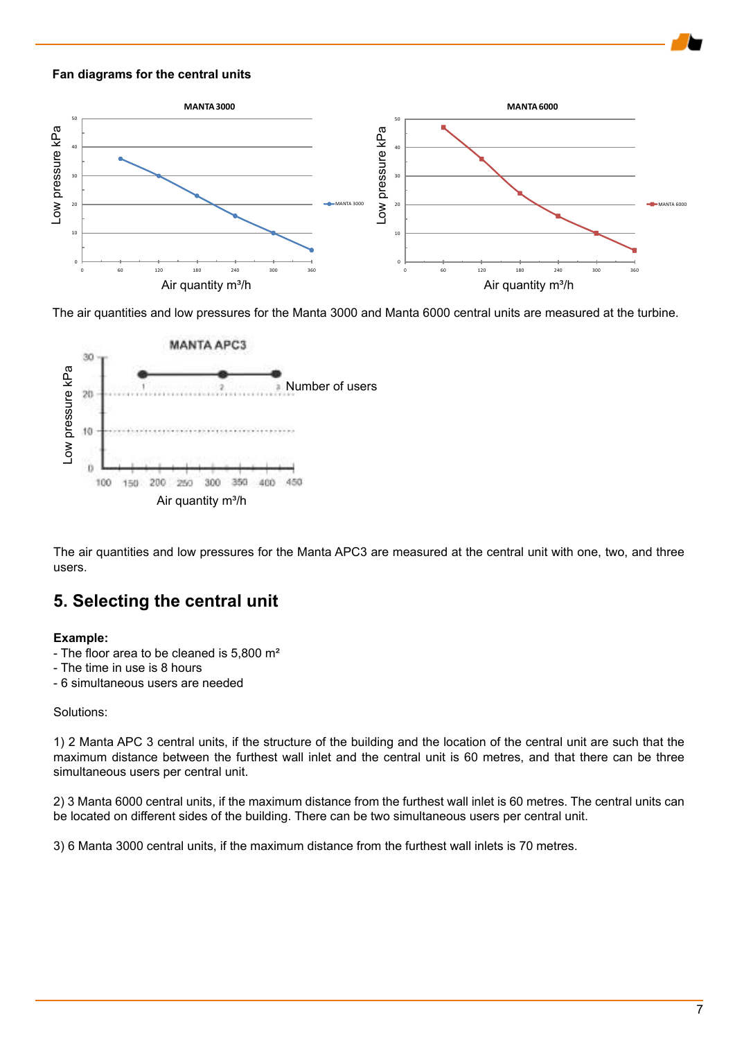**Fan diagrams for the central units**

The air quantities and low pressures for the Manta 3000 and Manta 6000 central units are measured at the turbine.

The air quantities and low pressures for the Manta APC3 are measured at the central unit with one, two, and three users.

## 5. Selecting the central unit

**Example:**
- The floor area to be cleaned is 5,800 m²
- The time in use is 8 hours
- 6 simultaneous users are needed

Solutions:

1) 2 Manta APC 3 central units, if the structure of the building and the location of the central unit are such that the maximum distance between the furthest wall inlet and the central unit is 60 metres, and that there can be three simultaneous users per central unit.

2) 3 Manta 6000 central units, if the maximum distance from the furthest wall inlet is 60 metres. The central units can be located on different sides of the building. There can be two simultaneous users per central unit.

3) 6 Manta 3000 central units, if the maximum distance from the furthest wall inlets is 70 metres.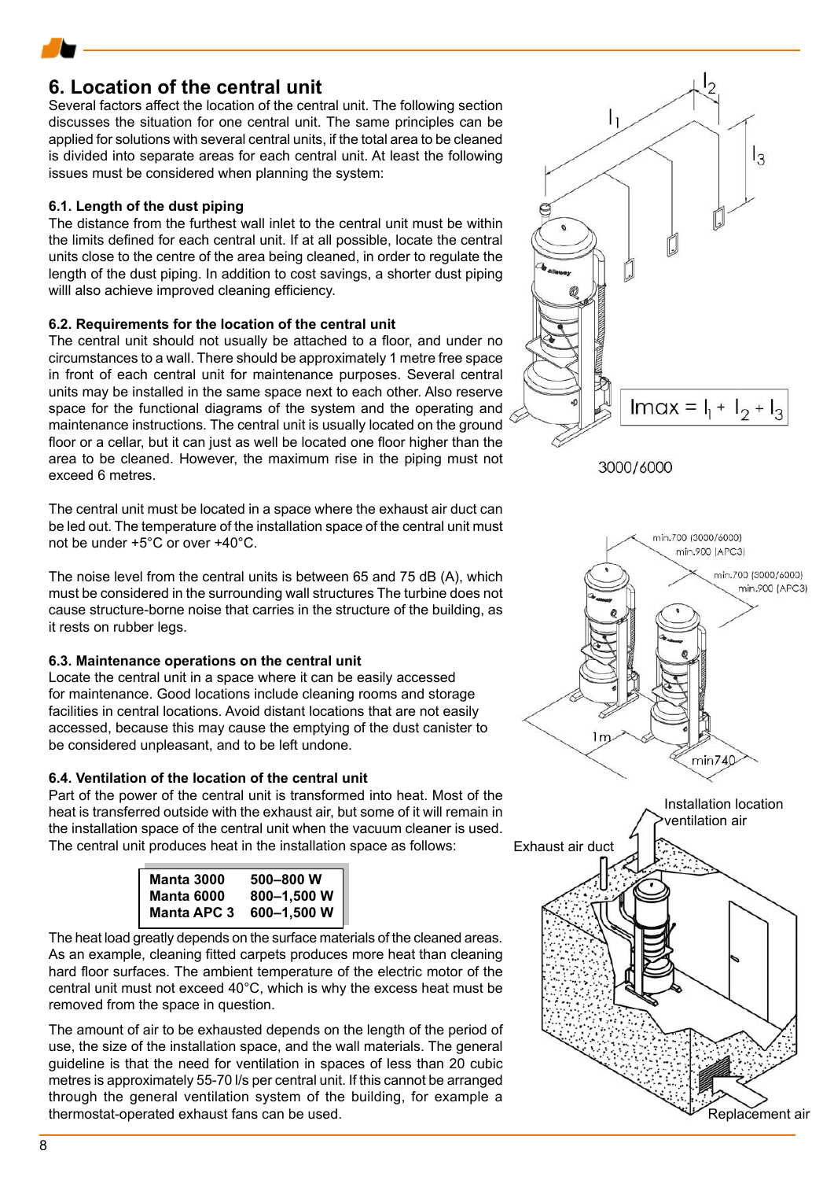## 6. Location of the central unit

Several factors affect the location of the central unit. The following section discusses the situation for one central unit. The same principles can be applied for solutions with several central units, if the total area to be cleaned is divided into separate areas for each central unit. At least the following issues must be considered when planning the system:

### 6.1. Length of the dust piping

The distance from the furthest wall inlet to the central unit must be within the limits defined for each central unit. If at all possible, locate the central units close to the centre of the area being cleaned, in order to regulate the length of the dust piping. In addition to cost savings, a shorter dust piping willl also achieve improved cleaning efficiency.

### 6.2. Requirements for the location of the central unit

The central unit should not usually be attached to a floor, and under no circumstances to a wall. There should be approximately 1 metre free space in front of each central unit for maintenance purposes. Several central units may be installed in the same space next to each other. Also reserve space for the functional diagrams of the system and the operating and maintenance instructions. The central unit is usually located on the ground floor or a cellar, but it can just as well be located one floor higher than the area to be cleaned. However, the maximum rise in the piping must not exceed 6 metres.

The central unit must be located in a space where the exhaust air duct can be led out. The temperature of the installation space of the central unit must not be under +5°C or over +40°C.

The noise level from the central units is between 65 and 75 dB (A), which must be considered in the surrounding wall structures The turbine does not cause structure-borne noise that carries in the structure of the building, as it rests on rubber legs.

### 6.3. Maintenance operations on the central unit

Locate the central unit in a space where it can be easily accessed for maintenance. Good locations include cleaning rooms and storage facilities in central locations. Avoid distant locations that are not easily accessed, because this may cause the emptying of the dust canister to be considered unpleasant, and to be left undone.

### 6.4. Ventilation of the location of the central unit

Part of the power of the central unit is transformed into heat. Most of the heat is transferred outside with the exhaust air, but some of it will remain in the installation space of the central unit when the vacuum cleaner is used. The central unit produces heat in the installation space as follows:

| | |
|---|---|
| **Manta 3000** | **500–800 W** |
| **Manta 6000** | **800–1,500 W** |
| **Manta APC 3** | **600–1,500 W** |

The heat load greatly depends on the surface materials of the cleaned areas. As an example, cleaning fitted carpets produces more heat than cleaning hard floor surfaces. The ambient temperature of the electric motor of the central unit must not exceed 40°C, which is why the excess heat must be removed from the space in question.

The amount of air to be exhausted depends on the length of the period of use, the size of the installation space, and the wall materials. The general guideline is that the need for ventilation in spaces of less than 20 cubic metres is approximately 55-70 l/s per central unit. If this cannot be arranged through the general ventilation system of the building, for example a thermostat-operated exhaust fans can be used.

$l_1$ $l_2$ $l_3$

$lmax = l_1 + l_2 + l_3$

3000/6000

min.700 (3000/6000)
min.900 (APC3)

min.700 (3000/6000)
min.900 (APC3)

1m

min740

Installation location ventilation air

Exhaust air duct

Replacement air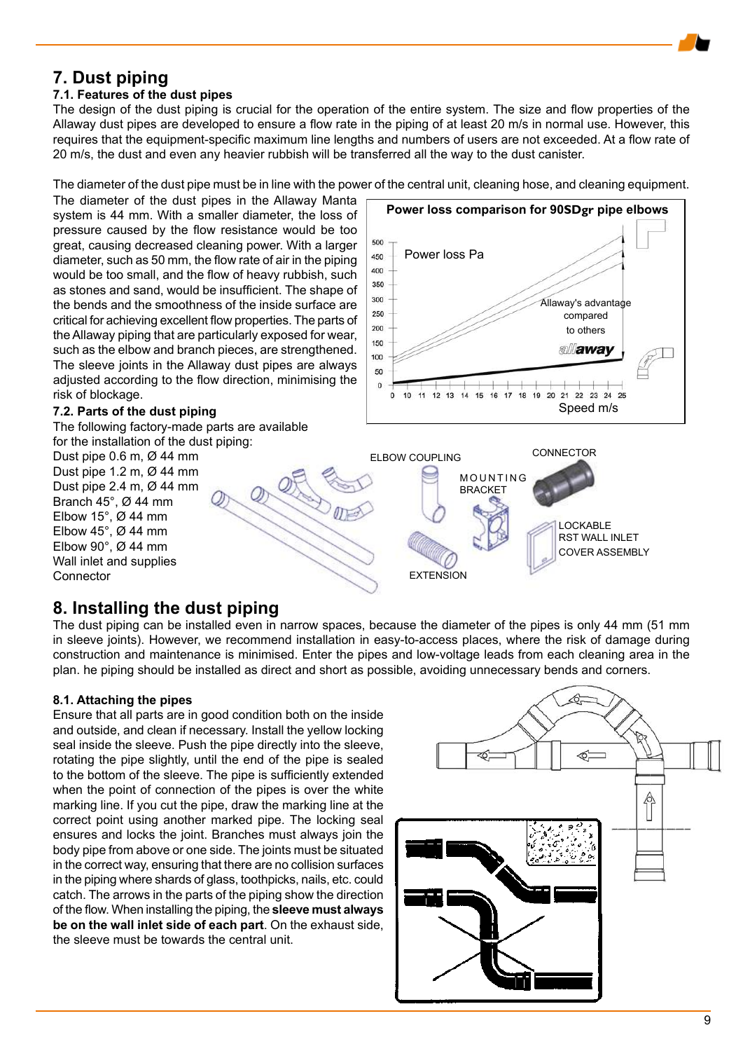# 7. Dust piping

## 7.1. Features of the dust pipes

The design of the dust piping is crucial for the operation of the entire system. The size and flow properties of the Allaway dust pipes are developed to ensure a flow rate in the piping of at least 20 m/s in normal use. However, this requires that the equipment-specific maximum line lengths and numbers of users are not exceeded. At a flow rate of 20 m/s, the dust and even any heavier rubbish will be transferred all the way to the dust canister.

The diameter of the dust pipe must be in line with the power of the central unit, cleaning hose, and cleaning equipment. The diameter of the dust pipes in the Allaway Manta system is 44 mm. With a smaller diameter, the loss of pressure caused by the flow resistance would be too great, causing decreased cleaning power. With a larger diameter, such as 50 mm, the flow rate of air in the piping would be too small, and the flow of heavy rubbish, such as stones and sand, would be insufficient. The shape of the bends and the smoothness of the inside surface are critical for achieving excellent flow properties. The parts of the Allaway piping that are particularly exposed for wear, such as the elbow and branch pieces, are strengthened. The sleeve joints in the Allaway dust pipes are always adjusted according to the flow direction, minimising the risk of blockage.

## 7.2. Parts of the dust piping

The following factory-made parts are available for the installation of the dust piping:

Dust pipe 0.6 m, Ø 44 mm
Dust pipe 1.2 m, Ø 44 mm
Dust pipe 2.4 m, Ø 44 mm
Branch 45°, Ø 44 mm
Elbow 15°, Ø 44 mm
Elbow 45°, Ø 44 mm
Elbow 90°, Ø 44 mm
Wall inlet and supplies
Connector

# 8. Installing the dust piping

The dust piping can be installed even in narrow spaces, because the diameter of the pipes is only 44 mm (51 mm in sleeve joints). However, we recommend installation in easy-to-access places, where the risk of damage during construction and maintenance is minimised. Enter the pipes and low-voltage leads from each cleaning area in the plan. he piping should be installed as direct and short as possible, avoiding unnecessary bends and corners.

## 8.1. Attaching the pipes

Ensure that all parts are in good condition both on the inside and outside, and clean if necessary. Install the yellow locking seal inside the sleeve. Push the pipe directly into the sleeve, rotating the pipe slightly, until the end of the pipe is sealed to the bottom of the sleeve. The pipe is sufficiently extended when the point of connection of the pipes is over the white marking line. If you cut the pipe, draw the marking line at the correct point using another marked pipe. The locking seal ensures and locks the joint. Branches must always join the body pipe from above or one side. The joints must be situated in the correct way, ensuring that there are no collision surfaces in the piping where shards of glass, toothpicks, nails, etc. could catch. The arrows in the parts of the piping show the direction of the flow. When installing the piping, the **sleeve must always be on the wall inlet side of each part**. On the exhaust side, the sleeve must be towards the central unit.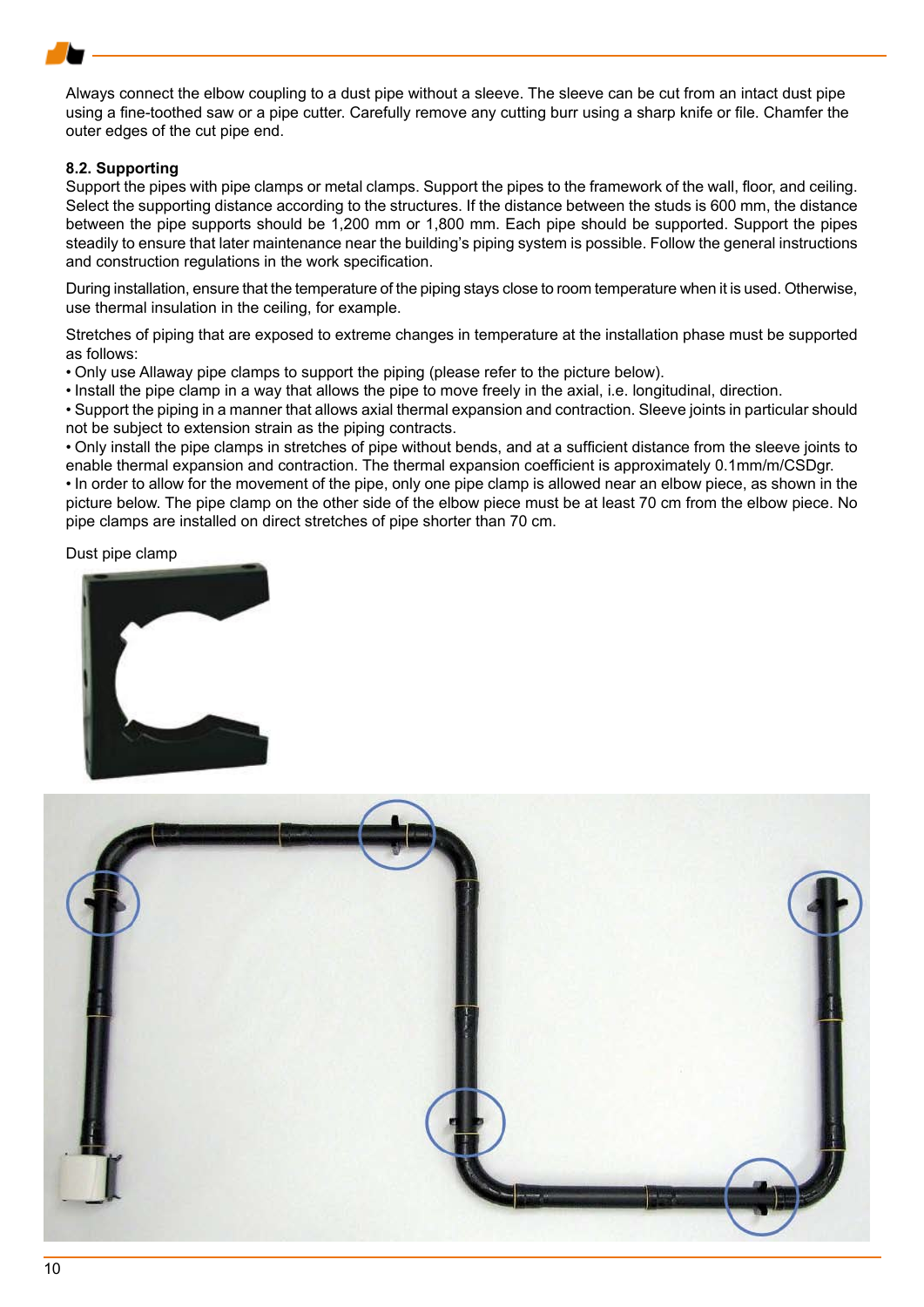Always connect the elbow coupling to a dust pipe without a sleeve. The sleeve can be cut from an intact dust pipe using a fine-toothed saw or a pipe cutter. Carefully remove any cutting burr using a sharp knife or file. Chamfer the outer edges of the cut pipe end.

### 8.2. Supporting

Support the pipes with pipe clamps or metal clamps. Support the pipes to the framework of the wall, floor, and ceiling. Select the supporting distance according to the structures. If the distance between the studs is 600 mm, the distance between the pipe supports should be 1,200 mm or 1,800 mm. Each pipe should be supported. Support the pipes steadily to ensure that later maintenance near the building's piping system is possible. Follow the general instructions and construction regulations in the work specification.

During installation, ensure that the temperature of the piping stays close to room temperature when it is used. Otherwise, use thermal insulation in the ceiling, for example.

Stretches of piping that are exposed to extreme changes in temperature at the installation phase must be supported as follows:

- Only use Allaway pipe clamps to support the piping (please refer to the picture below).
- Install the pipe clamp in a way that allows the pipe to move freely in the axial, i.e. longitudinal, direction.
- Support the piping in a manner that allows axial thermal expansion and contraction. Sleeve joints in particular should not be subject to extension strain as the piping contracts.
- Only install the pipe clamps in stretches of pipe without bends, and at a sufficient distance from the sleeve joints to enable thermal expansion and contraction. The thermal expansion coefficient is approximately 0.1mm/m/CSDgr.
- In order to allow for the movement of the pipe, only one pipe clamp is allowed near an elbow piece, as shown in the picture below. The pipe clamp on the other side of the elbow piece must be at least 70 cm from the elbow piece. No pipe clamps are installed on direct stretches of pipe shorter than 70 cm.

Dust pipe clamp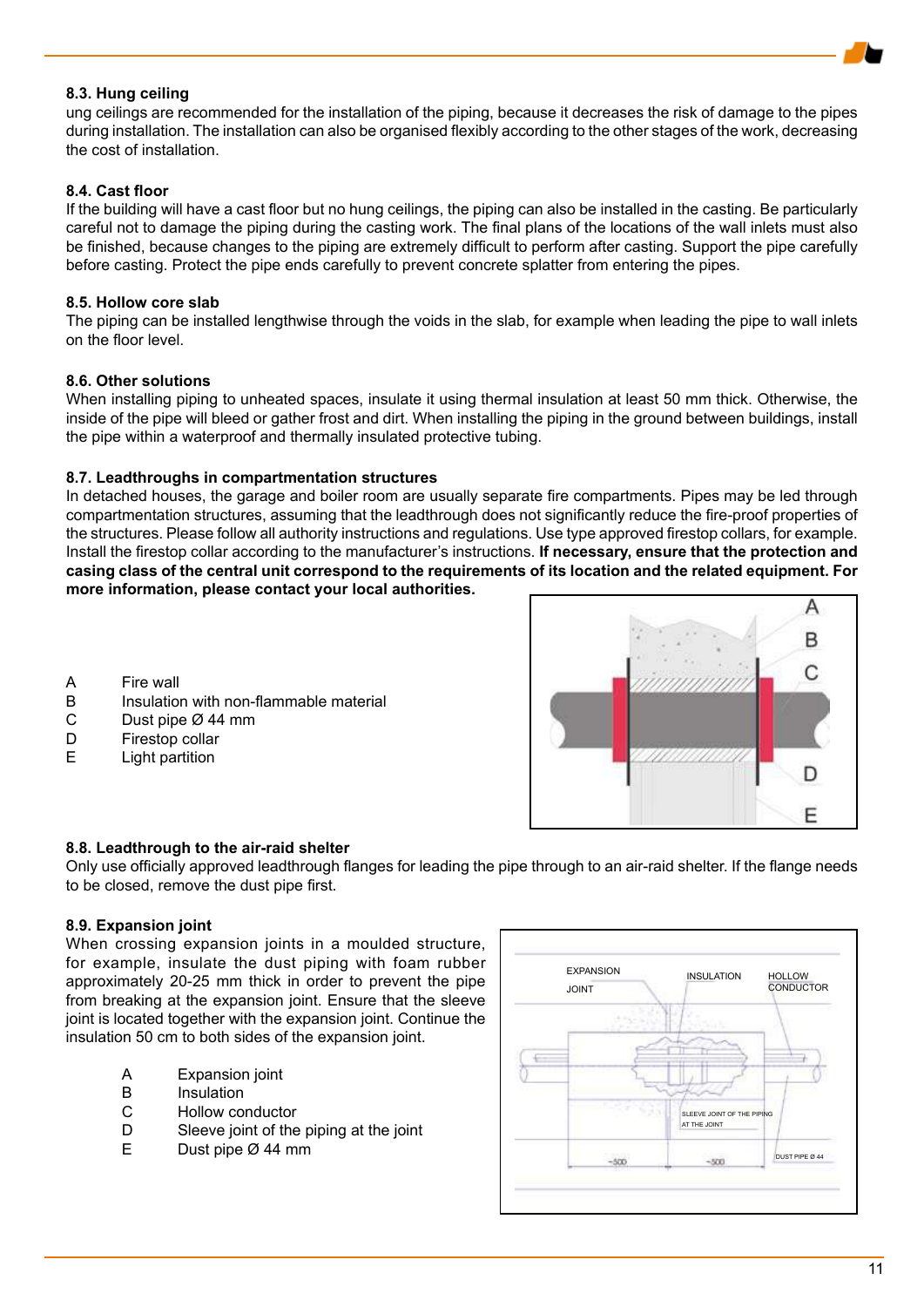### 8.3. Hung ceiling

ung ceilings are recommended for the installation of the piping, because it decreases the risk of damage to the pipes during installation. The installation can also be organised flexibly according to the other stages of the work, decreasing the cost of installation.

### 8.4. Cast floor

If the building will have a cast floor but no hung ceilings, the piping can also be installed in the casting. Be particularly careful not to damage the piping during the casting work. The final plans of the locations of the wall inlets must also be finished, because changes to the piping are extremely difficult to perform after casting. Support the pipe carefully before casting. Protect the pipe ends carefully to prevent concrete splatter from entering the pipes.

### 8.5. Hollow core slab

The piping can be installed lengthwise through the voids in the slab, for example when leading the pipe to wall inlets on the floor level.

### 8.6. Other solutions

When installing piping to unheated spaces, insulate it using thermal insulation at least 50 mm thick. Otherwise, the inside of the pipe will bleed or gather frost and dirt. When installing the piping in the ground between buildings, install the pipe within a waterproof and thermally insulated protective tubing.

### 8.7. Leadthroughs in compartmentation structures

In detached houses, the garage and boiler room are usually separate fire compartments. Pipes may be led through compartmentation structures, assuming that the leadthrough does not significantly reduce the fire-proof properties of the structures. Please follow all authority instructions and regulations. Use type approved firestop collars, for example. Install the firestop collar according to the manufacturer's instructions. **If necessary, ensure that the protection and casing class of the central unit correspond to the requirements of its location and the related equipment. For more information, please contact your local authorities.**

- A Fire wall
- B Insulation with non-flammable material
- C Dust pipe Ø 44 mm
- D Firestop collar
- E Light partition

### 8.8. Leadthrough to the air-raid shelter

Only use officially approved leadthrough flanges for leading the pipe through to an air-raid shelter. If the flange needs to be closed, remove the dust pipe first.

### 8.9. Expansion joint

When crossing expansion joints in a moulded structure, for example, insulate the dust piping with foam rubber approximately 20-25 mm thick in order to prevent the pipe from breaking at the expansion joint. Ensure that the sleeve joint is located together with the expansion joint. Continue the insulation 50 cm to both sides of the expansion joint.

- A Expansion joint
- B Insulation
- C Hollow conductor
- D Sleeve joint of the piping at the joint
- E Dust pipe Ø 44 mm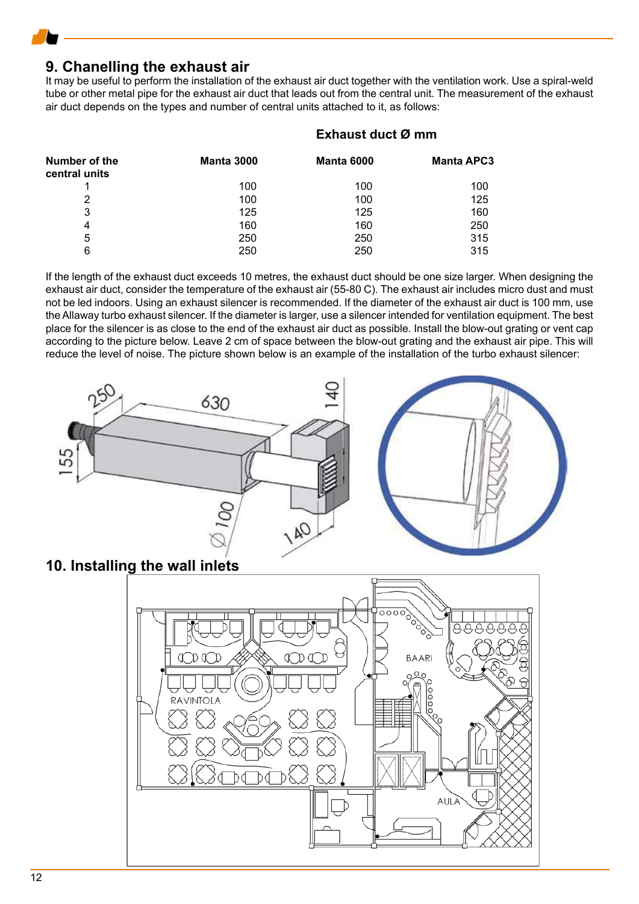## 9. Chanelling the exhaust air

It may be useful to perform the installation of the exhaust air duct together with the ventilation work. Use a spiral-weld tube or other metal pipe for the exhaust air duct that leads out from the central unit. The measurement of the exhaust air duct depends on the types and number of central units attached to it, as follows:

| | Exhaust duct Ø mm | | |
|---|---|---|---|
| **Number of the central units** | **Manta 3000** | **Manta 6000** | **Manta APC3** |
| 1 | 100 | 100 | 100 |
| 2 | 100 | 100 | 125 |
| 3 | 125 | 125 | 160 |
| 4 | 160 | 160 | 250 |
| 5 | 250 | 250 | 315 |
| 6 | 250 | 250 | 315 |

If the length of the exhaust duct exceeds 10 metres, the exhaust duct should be one size larger. When designing the exhaust air duct, consider the temperature of the exhaust air (55-80 C). The exhaust air includes micro dust and must not be led indoors. Using an exhaust silencer is recommended. If the diameter of the exhaust air duct is 100 mm, use the Allaway turbo exhaust silencer. If the diameter is larger, use a silencer intended for ventilation equipment. The best place for the silencer is as close to the end of the exhaust air duct as possible. Install the blow-out grating or vent cap according to the picture below. Leave 2 cm of space between the blow-out grating and the exhaust air pipe. This will reduce the level of noise. The picture shown below is an example of the installation of the turbo exhaust silencer:

## 10. Installing the wall inlets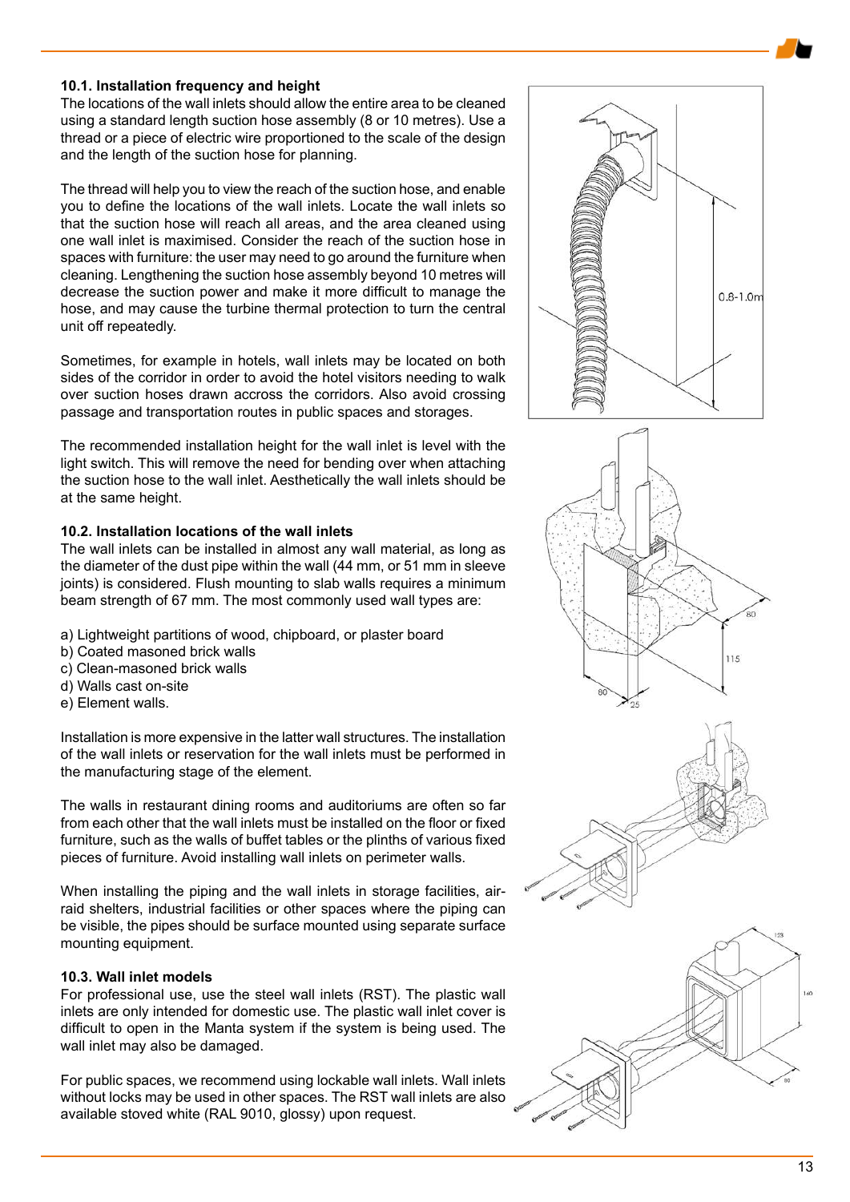### 10.1. Installation frequency and height

The locations of the wall inlets should allow the entire area to be cleaned using a standard length suction hose assembly (8 or 10 metres). Use a thread or a piece of electric wire proportioned to the scale of the design and the length of the suction hose for planning.

The thread will help you to view the reach of the suction hose, and enable you to define the locations of the wall inlets. Locate the wall inlets so that the suction hose will reach all areas, and the area cleaned using one wall inlet is maximised. Consider the reach of the suction hose in spaces with furniture: the user may need to go around the furniture when cleaning. Lengthening the suction hose assembly beyond 10 metres will decrease the suction power and make it more difficult to manage the hose, and may cause the turbine thermal protection to turn the central unit off repeatedly.

Sometimes, for example in hotels, wall inlets may be located on both sides of the corridor in order to avoid the hotel visitors needing to walk over suction hoses drawn accross the corridors. Also avoid crossing passage and transportation routes in public spaces and storages.

The recommended installation height for the wall inlet is level with the light switch. This will remove the need for bending over when attaching the suction hose to the wall inlet. Aesthetically the wall inlets should be at the same height.

### 10.2. Installation locations of the wall inlets

The wall inlets can be installed in almost any wall material, as long as the diameter of the dust pipe within the wall (44 mm, or 51 mm in sleeve joints) is considered. Flush mounting to slab walls requires a minimum beam strength of 67 mm. The most commonly used wall types are:

a) Lightweight partitions of wood, chipboard, or plaster board
b) Coated masoned brick walls
c) Clean-masoned brick walls
d) Walls cast on-site
e) Element walls.

Installation is more expensive in the latter wall structures. The installation of the wall inlets or reservation for the wall inlets must be performed in the manufacturing stage of the element.

The walls in restaurant dining rooms and auditoriums are often so far from each other that the wall inlets must be installed on the floor or fixed furniture, such as the walls of buffet tables or the plinths of various fixed pieces of furniture. Avoid installing wall inlets on perimeter walls.

When installing the piping and the wall inlets in storage facilities, air-raid shelters, industrial facilities or other spaces where the piping can be visible, the pipes should be surface mounted using separate surface mounting equipment.

### 10.3. Wall inlet models

For professional use, use the steel wall inlets (RST). The plastic wall inlets are only intended for domestic use. The plastic wall inlet cover is difficult to open in the Manta system if the system is being used. The wall inlet may also be damaged.

For public spaces, we recommend using lockable wall inlets. Wall inlets without locks may be used in other spaces. The RST wall inlets are also available stoved white (RAL 9010, glossy) upon request.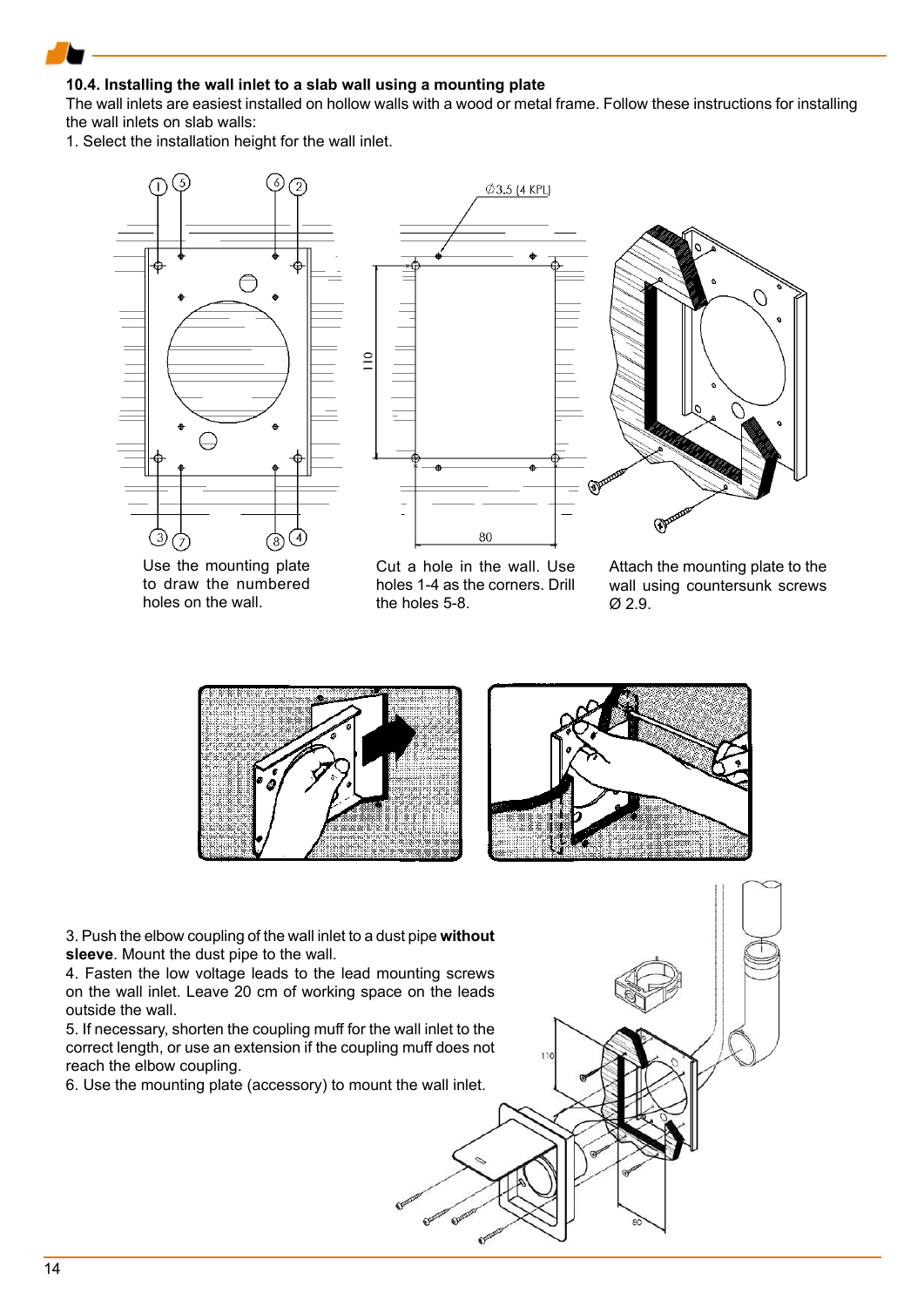### 10.4. Installing the wall inlet to a slab wall using a mounting plate

The wall inlets are easiest installed on hollow walls with a wood or metal frame. Follow these instructions for installing the wall inlets on slab walls:

1. Select the installation height for the wall inlet.

Use the mounting plate to draw the numbered holes on the wall.

Cut a hole in the wall. Use holes 1-4 as the corners. Drill the holes 5-8.

Attach the mounting plate to the wall using countersunk screws Ø 2.9.

3. Push the elbow coupling of the wall inlet to a dust pipe **without sleeve**. Mount the dust pipe to the wall.
4. Fasten the low voltage leads to the lead mounting screws on the wall inlet. Leave 20 cm of working space on the leads outside the wall.
5. If necessary, shorten the coupling muff for the wall inlet to the correct length, or use an extension if the coupling muff does not reach the elbow coupling.
6. Use the mounting plate (accessory) to mount the wall inlet.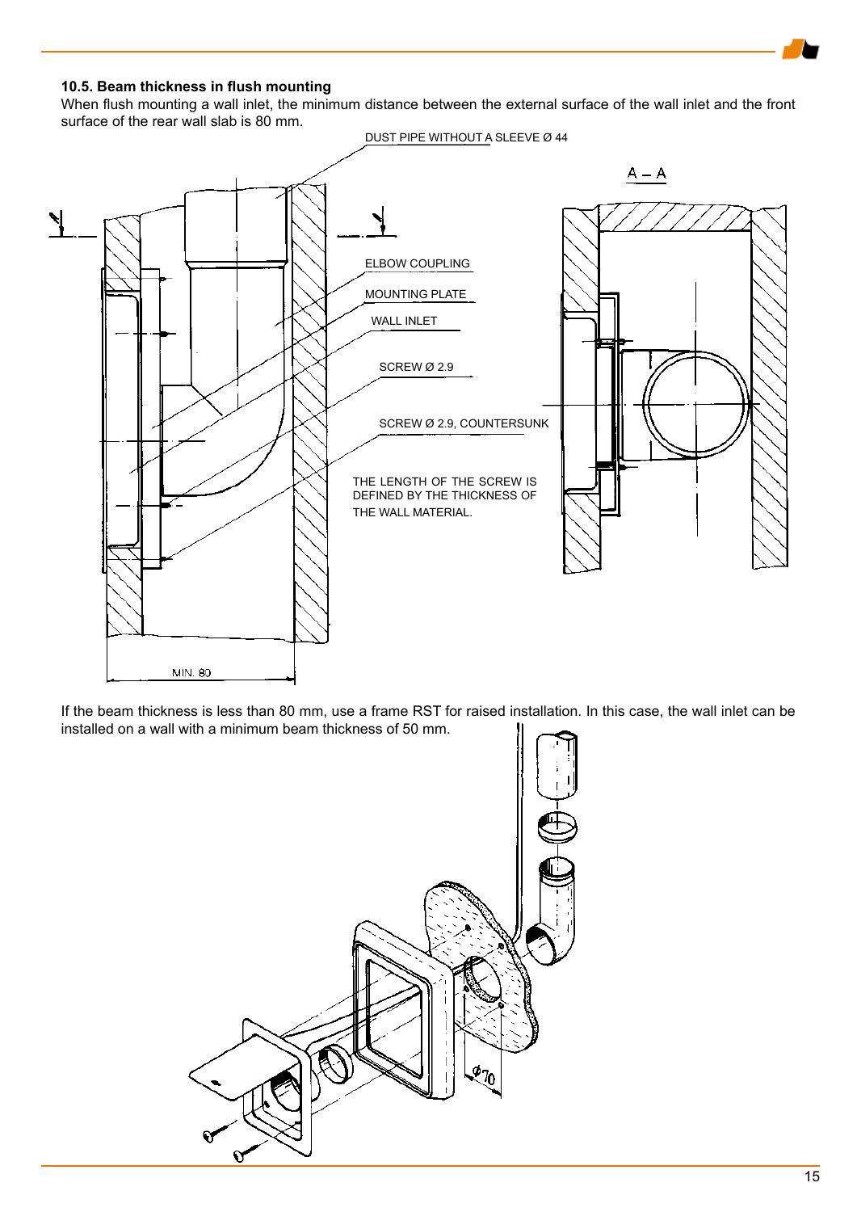### 10.5. Beam thickness in flush mounting

When flush mounting a wall inlet, the minimum distance between the external surface of the wall inlet and the front surface of the rear wall slab is 80 mm.

DUST PIPE WITHOUT A SLEEVE Ø 44

A – A

ELBOW COUPLING

MOUNTING PLATE

WALL INLET

SCREW Ø 2.9

SCREW Ø 2.9, COUNTERSUNK

THE LENGTH OF THE SCREW IS DEFINED BY THE THICKNESS OF THE WALL MATERIAL.

MIN. 80

If the beam thickness is less than 80 mm, use a frame RST for raised installation. In this case, the wall inlet can be installed on a wall with a minimum beam thickness of 50 mm.

Ø70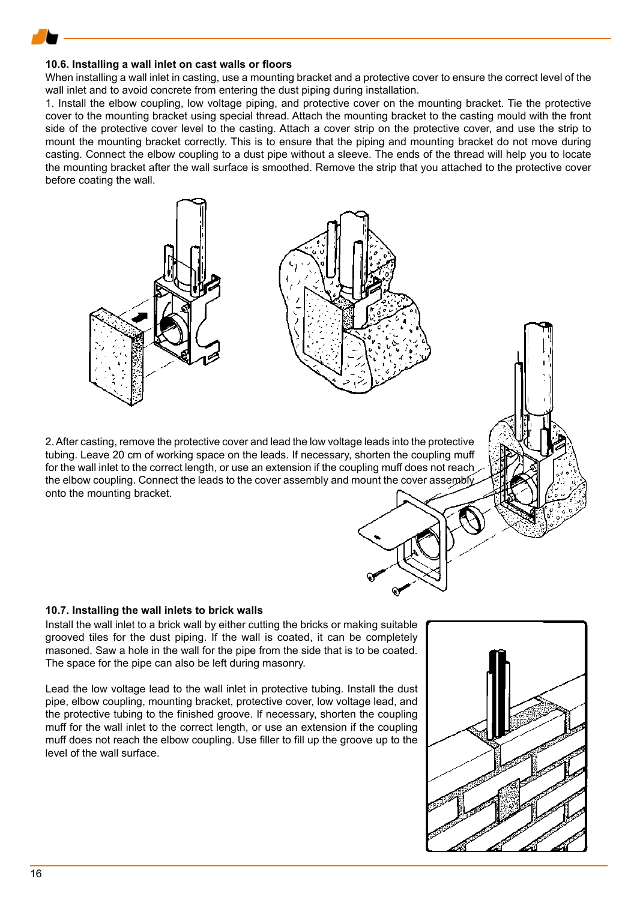### 10.6. Installing a wall inlet on cast walls or floors

When installing a wall inlet in casting, use a mounting bracket and a protective cover to ensure the correct level of the wall inlet and to avoid concrete from entering the dust piping during installation.

1. Install the elbow coupling, low voltage piping, and protective cover on the mounting bracket. Tie the protective cover to the mounting bracket using special thread. Attach the mounting bracket to the casting mould with the front side of the protective cover level to the casting. Attach a cover strip on the protective cover, and use the strip to mount the mounting bracket correctly. This is to ensure that the piping and mounting bracket do not move during casting. Connect the elbow coupling to a dust pipe without a sleeve. The ends of the thread will help you to locate the mounting bracket after the wall surface is smoothed. Remove the strip that you attached to the protective cover before coating the wall.

2. After casting, remove the protective cover and lead the low voltage leads into the protective tubing. Leave 20 cm of working space on the leads. If necessary, shorten the coupling muff for the wall inlet to the correct length, or use an extension if the coupling muff does not reach the elbow coupling. Connect the leads to the cover assembly and mount the cover assembly onto the mounting bracket.

### 10.7. Installing the wall inlets to brick walls

Install the wall inlet to a brick wall by either cutting the bricks or making suitable grooved tiles for the dust piping. If the wall is coated, it can be completely masoned. Saw a hole in the wall for the pipe from the side that is to be coated. The space for the pipe can also be left during masonry.

Lead the low voltage lead to the wall inlet in protective tubing. Install the dust pipe, elbow coupling, mounting bracket, protective cover, low voltage lead, and the protective tubing to the finished groove. If necessary, shorten the coupling muff for the wall inlet to the correct length, or use an extension if the coupling muff does not reach the elbow coupling. Use filler to fill up the groove up to the level of the wall surface.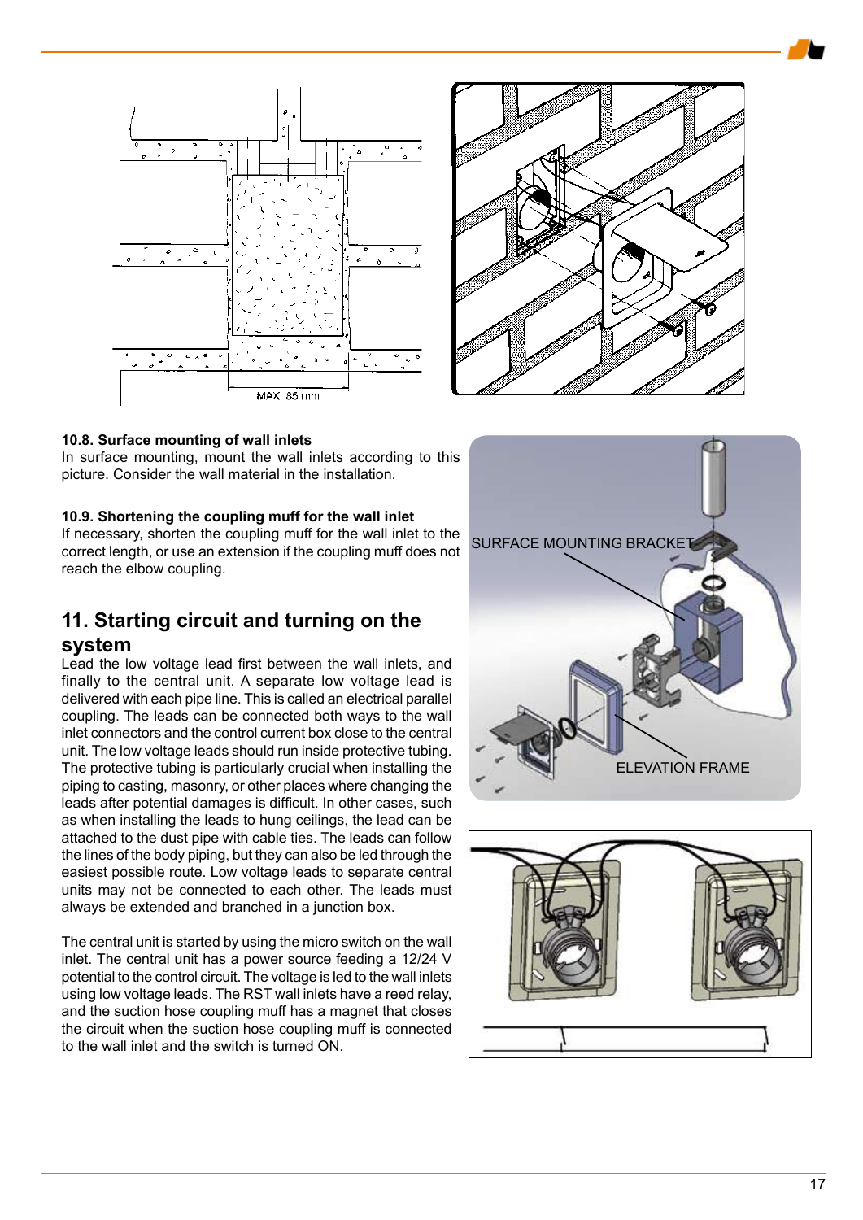### 10.8. Surface mounting of wall inlets

In surface mounting, mount the wall inlets according to this picture. Consider the wall material in the installation.

### 10.9. Shortening the coupling muff for the wall inlet

If necessary, shorten the coupling muff for the wall inlet to the correct length, or use an extension if the coupling muff does not reach the elbow coupling.

## 11. Starting circuit and turning on the system

Lead the low voltage lead first between the wall inlets, and finally to the central unit. A separate low voltage lead is delivered with each pipe line. This is called an electrical parallel coupling. The leads can be connected both ways to the wall inlet connectors and the control current box close to the central unit. The low voltage leads should run inside protective tubing. The protective tubing is particularly crucial when installing the piping to casting, masonry, or other places where changing the leads after potential damages is difficult. In other cases, such as when installing the leads to hung ceilings, the lead can be attached to the dust pipe with cable ties. The leads can follow the lines of the body piping, but they can also be led through the easiest possible route. Low voltage leads to separate central units may not be connected to each other. The leads must always be extended and branched in a junction box.

The central unit is started by using the micro switch on the wall inlet. The central unit has a power source feeding a 12/24 V potential to the control circuit. The voltage is led to the wall inlets using low voltage leads. The RST wall inlets have a reed relay, and the suction hose coupling muff has a magnet that closes the circuit when the suction hose coupling muff is connected to the wall inlet and the switch is turned ON.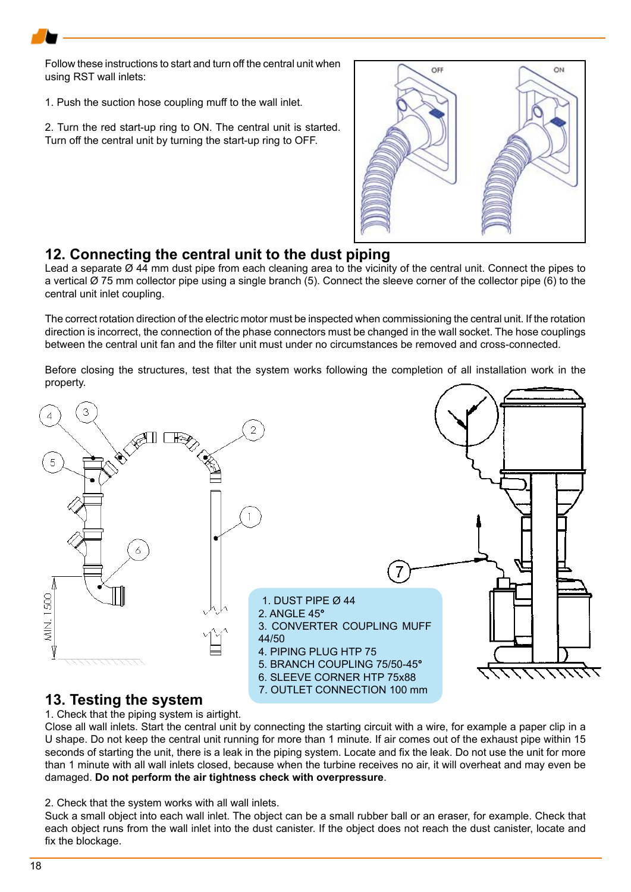Follow these instructions to start and turn off the central unit when using RST wall inlets:

1. Push the suction hose coupling muff to the wall inlet.

2. Turn the red start-up ring to ON. The central unit is started. Turn off the central unit by turning the start-up ring to OFF.

## 12. Connecting the central unit to the dust piping

Lead a separate Ø 44 mm dust pipe from each cleaning area to the vicinity of the central unit. Connect the pipes to a vertical Ø 75 mm collector pipe using a single branch (5). Connect the sleeve corner of the collector pipe (6) to the central unit inlet coupling.

The correct rotation direction of the electric motor must be inspected when commissioning the central unit. If the rotation direction is incorrect, the connection of the phase connectors must be changed in the wall socket. The hose couplings between the central unit fan and the filter unit must under no circumstances be removed and cross-connected.

Before closing the structures, test that the system works following the completion of all installation work in the property.

1. DUST PIPE Ø 44
2. ANGLE 45°
3. CONVERTER COUPLING MUFF 44/50
4. PIPING PLUG HTP 75
5. BRANCH COUPLING 75/50-45°
6. SLEEVE CORNER HTP 75x88
7. OUTLET CONNECTION 100 mm

## 13. Testing the system

1. Check that the piping system is airtight.
Close all wall inlets. Start the central unit by connecting the starting circuit with a wire, for example a paper clip in a U shape. Do not keep the central unit running for more than 1 minute. If air comes out of the exhaust pipe within 15 seconds of starting the unit, there is a leak in the piping system. Locate and fix the leak. Do not use the unit for more than 1 minute with all wall inlets closed, because when the turbine receives no air, it will overheat and may even be damaged. **Do not perform the air tightness check with overpressure**.

2. Check that the system works with all wall inlets.
Suck a small object into each wall inlet. The object can be a small rubber ball or an eraser, for example. Check that each object runs from the wall inlet into the dust canister. If the object does not reach the dust canister, locate and fix the blockage.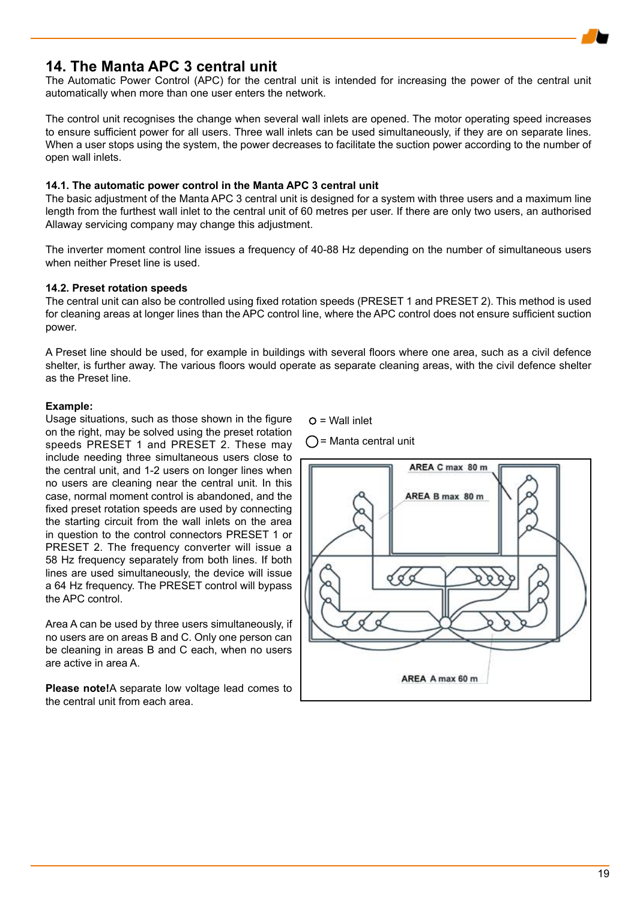# 14. The Manta APC 3 central unit

The Automatic Power Control (APC) for the central unit is intended for increasing the power of the central unit automatically when more than one user enters the network.

The control unit recognises the change when several wall inlets are opened. The motor operating speed increases to ensure sufficient power for all users. Three wall inlets can be used simultaneously, if they are on separate lines. When a user stops using the system, the power decreases to facilitate the suction power according to the number of open wall inlets.

### 14.1. The automatic power control in the Manta APC 3 central unit

The basic adjustment of the Manta APC 3 central unit is designed for a system with three users and a maximum line length from the furthest wall inlet to the central unit of 60 metres per user. If there are only two users, an authorised Allaway servicing company may change this adjustment.

The inverter moment control line issues a frequency of 40-88 Hz depending on the number of simultaneous users when neither Preset line is used.

### 14.2. Preset rotation speeds

The central unit can also be controlled using fixed rotation speeds (PRESET 1 and PRESET 2). This method is used for cleaning areas at longer lines than the APC control line, where the APC control does not ensure sufficient suction power.

A Preset line should be used, for example in buildings with several floors where one area, such as a civil defence shelter, is further away. The various floors would operate as separate cleaning areas, with the civil defence shelter as the Preset line.

**Example:**

Usage situations, such as those shown in the figure on the right, may be solved using the preset rotation speeds PRESET 1 and PRESET 2. These may include needing three simultaneous users close to the central unit, and 1-2 users on longer lines when no users are cleaning near the central unit. In this case, normal moment control is abandoned, and the fixed preset rotation speeds are used by connecting the starting circuit from the wall inlets on the area in question to the control connectors PRESET 1 or PRESET 2. The frequency converter will issue a 58 Hz frequency separately from both lines. If both lines are used simultaneously, the device will issue a 64 Hz frequency. The PRESET control will bypass the APC control.

Area A can be used by three users simultaneously, if no users are on areas B and C. Only one person can be cleaning in areas B and C each, when no users are active in area A.

**Please note!** A separate low voltage lead comes to the central unit from each area.

○ = Wall inlet

◯ = Manta central unit

AREA C max 80 m

AREA B max 80 m

AREA A max 60 m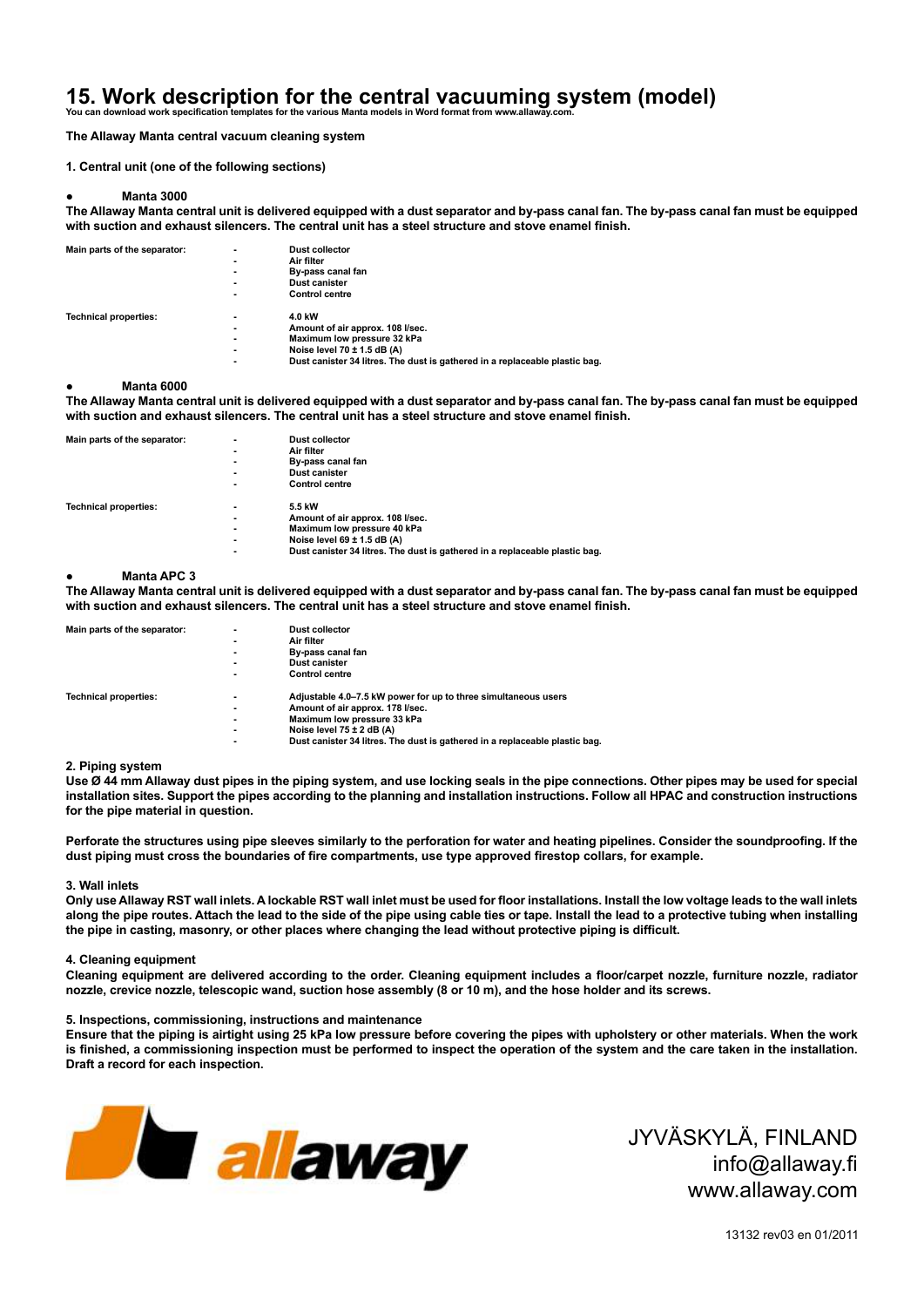# 15. Work description for the central vacuuming system (model)

You can download work specification templates for the various Manta models in Word format from www.allaway.com.

**The Allaway Manta central vacuum cleaning system**

**1. Central unit (one of the following sections)**

● **Manta 3000**

**The Allaway Manta central unit is delivered equipped with a dust separator and by-pass canal fan. The by-pass canal fan must be equipped with suction and exhaust silencers. The central unit has a steel structure and stove enamel finish.**

| | | |
|---|---|---|
| **Main parts of the separator:** | - | **Dust collector** |
| | - | **Air filter** |
| | - | **By-pass canal fan** |
| | - | **Dust canister** |
| | - | **Control centre** |
| **Technical properties:** | - | **4.0 kW** |
| | - | **Amount of air approx. 108 l/sec.** |
| | - | **Maximum low pressure 32 kPa** |
| | - | **Noise level 70 ± 1.5 dB (A)** |
| | - | **Dust canister 34 litres. The dust is gathered in a replaceable plastic bag.** |

● **Manta 6000**

**The Allaway Manta central unit is delivered equipped with a dust separator and by-pass canal fan. The by-pass canal fan must be equipped with suction and exhaust silencers. The central unit has a steel structure and stove enamel finish.**

| | | |
|---|---|---|
| **Main parts of the separator:** | - | **Dust collector** |
| | - | **Air filter** |
| | - | **By-pass canal fan** |
| | - | **Dust canister** |
| | - | **Control centre** |
| **Technical properties:** | - | **5.5 kW** |
| | - | **Amount of air approx. 108 l/sec.** |
| | - | **Maximum low pressure 40 kPa** |
| | - | **Noise level 69 ± 1.5 dB (A)** |
| | - | **Dust canister 34 litres. The dust is gathered in a replaceable plastic bag.** |

● **Manta APC 3**

**The Allaway Manta central unit is delivered equipped with a dust separator and by-pass canal fan. The by-pass canal fan must be equipped with suction and exhaust silencers. The central unit has a steel structure and stove enamel finish.**

| | | |
|---|---|---|
| **Main parts of the separator:** | - | **Dust collector** |
| | - | **Air filter** |
| | - | **By-pass canal fan** |
| | - | **Dust canister** |
| | - | **Control centre** |
| **Technical properties:** | - | **Adjustable 4.0–7.5 kW power for up to three simultaneous users** |
| | - | **Amount of air approx. 178 l/sec.** |
| | - | **Maximum low pressure 33 kPa** |
| | - | **Noise level 75 ± 2 dB (A)** |
| | - | **Dust canister 34 litres. The dust is gathered in a replaceable plastic bag.** |

**2. Piping system**

**Use Ø 44 mm Allaway dust pipes in the piping system, and use locking seals in the pipe connections. Other pipes may be used for special installation sites. Support the pipes according to the planning and installation instructions. Follow all HPAC and construction instructions for the pipe material in question.**

**Perforate the structures using pipe sleeves similarly to the perforation for water and heating pipelines. Consider the soundproofing. If the dust piping must cross the boundaries of fire compartments, use type approved firestop collars, for example.**

**3. Wall inlets**

**Only use Allaway RST wall inlets. A lockable RST wall inlet must be used for floor installations. Install the low voltage leads to the wall inlets along the pipe routes. Attach the lead to the side of the pipe using cable ties or tape. Install the lead to a protective tubing when installing the pipe in casting, masonry, or other places where changing the lead without protective piping is difficult.**

**4. Cleaning equipment**

**Cleaning equipment are delivered according to the order. Cleaning equipment includes a floor/carpet nozzle, furniture nozzle, radiator nozzle, crevice nozzle, telescopic wand, suction hose assembly (8 or 10 m), and the hose holder and its screws.**

**5. Inspections, commissioning, instructions and maintenance**

**Ensure that the piping is airtight using 25 kPa low pressure before covering the pipes with upholstery or other materials. When the work is finished, a commissioning inspection must be performed to inspect the operation of the system and the care taken in the installation. Draft a record for each inspection.**

allaway

JYVÄSKYLÄ, FINLAND
info@allaway.fi
www.allaway.com

13132 rev03 en 01/2011